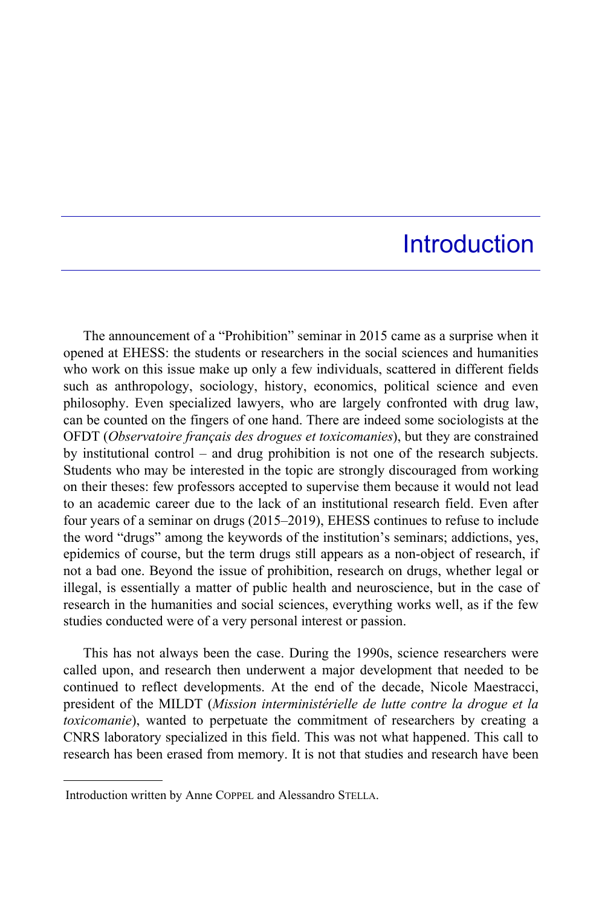# Introduction

The announcement of a "Prohibition" seminar in 2015 came as a surprise when it opened at EHESS: the students or researchers in the social sciences and humanities who work on this issue make up only a few individuals, scattered in different fields such as anthropology, sociology, history, economics, political science and even philosophy. Even specialized lawyers, who are largely confronted with drug law, can be counted on the fingers of one hand. There are indeed some sociologists at the OFDT (*Observatoire français des drogues et toxicomanies*), but they are constrained by institutional control – and drug prohibition is not one of the research subjects. Students who may be interested in the topic are strongly discouraged from working on their theses: few professors accepted to supervise them because it would not lead to an academic career due to the lack of an institutional research field. Even after four years of a seminar on drugs (2015–2019), EHESS continues to refuse to include the word "drugs" among the keywords of the institution's seminars; addictions, yes, epidemics of course, but the term drugs still appears as a non-object of research, if not a bad one. Beyond the issue of prohibition, research on drugs, whether legal or illegal, is essentially a matter of public health and neuroscience, but in the case of research in the humanities and social sciences, everything works well, as if the few studies conducted were of a very personal interest or passion.

This has not always been the case. During the 1990s, science researchers were called upon, and research then underwent a major development that needed to be continued to reflect developments. At the end of the decade, Nicole Maestracci, president of the MILDT (*Mission interministérielle de lutte contre la drogue et la toxicomanie*), wanted to perpetuate the commitment of researchers by creating a CNRS laboratory specialized in this field. This was not what happened. This call to research has been erased from memory. It is not that studies and research have been

Introduction written by Anne COPPEL and Alessandro STELLA.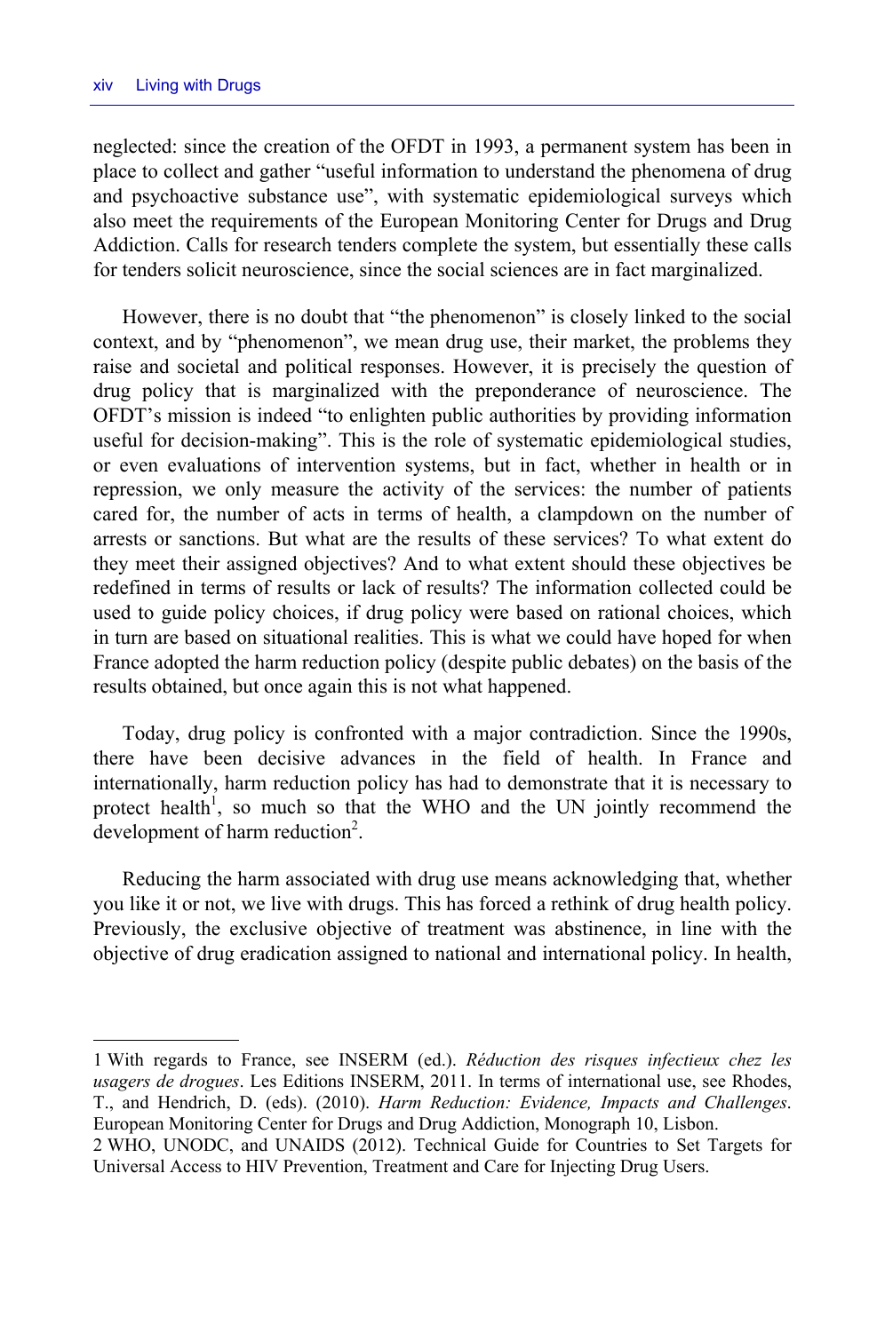neglected: since the creation of the OFDT in 1993, a permanent system has been in place to collect and gather "useful information to understand the phenomena of drug and psychoactive substance use", with systematic epidemiological surveys which also meet the requirements of the European Monitoring Center for Drugs and Drug Addiction. Calls for research tenders complete the system, but essentially these calls for tenders solicit neuroscience, since the social sciences are in fact marginalized.

However, there is no doubt that "the phenomenon" is closely linked to the social context, and by "phenomenon", we mean drug use, their market, the problems they raise and societal and political responses. However, it is precisely the question of drug policy that is marginalized with the preponderance of neuroscience. The OFDT's mission is indeed "to enlighten public authorities by providing information useful for decision-making". This is the role of systematic epidemiological studies, or even evaluations of intervention systems, but in fact, whether in health or in repression, we only measure the activity of the services: the number of patients cared for, the number of acts in terms of health, a clampdown on the number of arrests or sanctions. But what are the results of these services? To what extent do they meet their assigned objectives? And to what extent should these objectives be redefined in terms of results or lack of results? The information collected could be used to guide policy choices, if drug policy were based on rational choices, which in turn are based on situational realities. This is what we could have hoped for when France adopted the harm reduction policy (despite public debates) on the basis of the results obtained, but once again this is not what happened.

Today, drug policy is confronted with a major contradiction. Since the 1990s, there have been decisive advances in the field of health. In France and internationally, harm reduction policy has had to demonstrate that it is necessary to protect health[1], so much so that the WHO and the UN jointly recommend the development of harm reduction[2].

Reducing the harm associated with drug use means acknowledging that, whether you like it or not, we live with drugs. This has forced a rethink of drug health policy. Previously, the exclusive objective of treatment was abstinence, in line with the objective of drug eradication assigned to national and international policy. In health,

---

1 With regards to France, see INSERM (ed.). *Réduction des risques infectieux chez les usagers de drogues*. Les Editions INSERM, 2011. In terms of international use, see Rhodes, T., and Hendrich, D. (eds). (2010). *Harm Reduction: Evidence, Impacts and Challenges*. European Monitoring Center for Drugs and Drug Addiction, Monograph 10, Lisbon.

2 WHO, UNODC, and UNAIDS (2012). Technical Guide for Countries to Set Targets for Universal Access to HIV Prevention, Treatment and Care for Injecting Drug Users.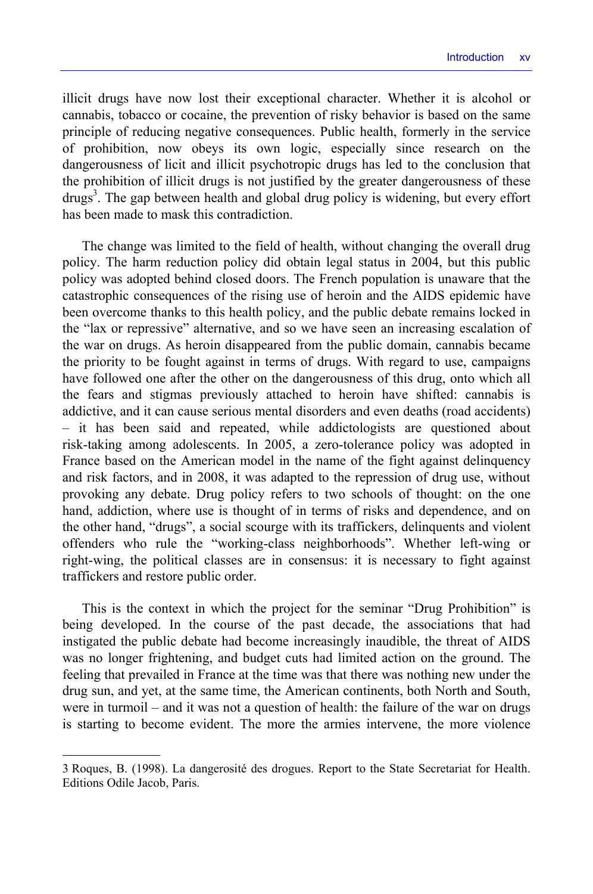illicit drugs have now lost their exceptional character. Whether it is alcohol or cannabis, tobacco or cocaine, the prevention of risky behavior is based on the same principle of reducing negative consequences. Public health, formerly in the service of prohibition, now obeys its own logic, especially since research on the dangerousness of licit and illicit psychotropic drugs has led to the conclusion that the prohibition of illicit drugs is not justified by the greater dangerousness of these drugs[3]. The gap between health and global drug policy is widening, but every effort has been made to mask this contradiction.

The change was limited to the field of health, without changing the overall drug policy. The harm reduction policy did obtain legal status in 2004, but this public policy was adopted behind closed doors. The French population is unaware that the catastrophic consequences of the rising use of heroin and the AIDS epidemic have been overcome thanks to this health policy, and the public debate remains locked in the "lax or repressive" alternative, and so we have seen an increasing escalation of the war on drugs. As heroin disappeared from the public domain, cannabis became the priority to be fought against in terms of drugs. With regard to use, campaigns have followed one after the other on the dangerousness of this drug, onto which all the fears and stigmas previously attached to heroin have shifted: cannabis is addictive, and it can cause serious mental disorders and even deaths (road accidents) – it has been said and repeated, while addictologists are questioned about risk-taking among adolescents. In 2005, a zero-tolerance policy was adopted in France based on the American model in the name of the fight against delinquency and risk factors, and in 2008, it was adapted to the repression of drug use, without provoking any debate. Drug policy refers to two schools of thought: on the one hand, addiction, where use is thought of in terms of risks and dependence, and on the other hand, "drugs", a social scourge with its traffickers, delinquents and violent offenders who rule the "working-class neighborhoods". Whether left-wing or right-wing, the political classes are in consensus: it is necessary to fight against traffickers and restore public order.

This is the context in which the project for the seminar "Drug Prohibition" is being developed. In the course of the past decade, the associations that had instigated the public debate had become increasingly inaudible, the threat of AIDS was no longer frightening, and budget cuts had limited action on the ground. The feeling that prevailed in France at the time was that there was nothing new under the drug sun, and yet, at the same time, the American continents, both North and South, were in turmoil – and it was not a question of health: the failure of the war on drugs is starting to become evident. The more the armies intervene, the more violence

---

3 Roques, B. (1998). La dangerosité des drogues. Report to the State Secretariat for Health. Editions Odile Jacob, Paris.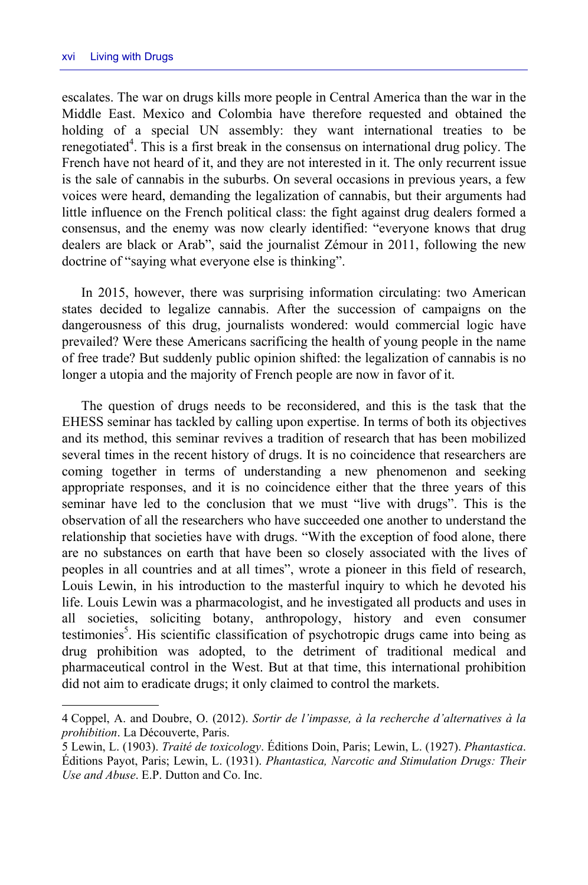escalates. The war on drugs kills more people in Central America than the war in the Middle East. Mexico and Colombia have therefore requested and obtained the holding of a special UN assembly: they want international treaties to be renegotiated[4]. This is a first break in the consensus on international drug policy. The French have not heard of it, and they are not interested in it. The only recurrent issue is the sale of cannabis in the suburbs. On several occasions in previous years, a few voices were heard, demanding the legalization of cannabis, but their arguments had little influence on the French political class: the fight against drug dealers formed a consensus, and the enemy was now clearly identified: "everyone knows that drug dealers are black or Arab", said the journalist Zémour in 2011, following the new doctrine of "saying what everyone else is thinking".

In 2015, however, there was surprising information circulating: two American states decided to legalize cannabis. After the succession of campaigns on the dangerousness of this drug, journalists wondered: would commercial logic have prevailed? Were these Americans sacrificing the health of young people in the name of free trade? But suddenly public opinion shifted: the legalization of cannabis is no longer a utopia and the majority of French people are now in favor of it.

The question of drugs needs to be reconsidered, and this is the task that the EHESS seminar has tackled by calling upon expertise. In terms of both its objectives and its method, this seminar revives a tradition of research that has been mobilized several times in the recent history of drugs. It is no coincidence that researchers are coming together in terms of understanding a new phenomenon and seeking appropriate responses, and it is no coincidence either that the three years of this seminar have led to the conclusion that we must "live with drugs". This is the observation of all the researchers who have succeeded one another to understand the relationship that societies have with drugs. "With the exception of food alone, there are no substances on earth that have been so closely associated with the lives of peoples in all countries and at all times", wrote a pioneer in this field of research, Louis Lewin, in his introduction to the masterful inquiry to which he devoted his life. Louis Lewin was a pharmacologist, and he investigated all products and uses in all societies, soliciting botany, anthropology, history and even consumer testimonies[5]. His scientific classification of psychotropic drugs came into being as drug prohibition was adopted, to the detriment of traditional medical and pharmaceutical control in the West. But at that time, this international prohibition did not aim to eradicate drugs; it only claimed to control the markets.

---

4 Coppel, A. and Doubre, O. (2012). *Sortir de l'impasse, à la recherche d'alternatives à la prohibition*. La Découverte, Paris.

5 Lewin, L. (1903). *Traité de toxicology*. Éditions Doin, Paris; Lewin, L. (1927). *Phantastica*. Éditions Payot, Paris; Lewin, L. (1931). *Phantastica, Narcotic and Stimulation Drugs: Their Use and Abuse*. E.P. Dutton and Co. Inc.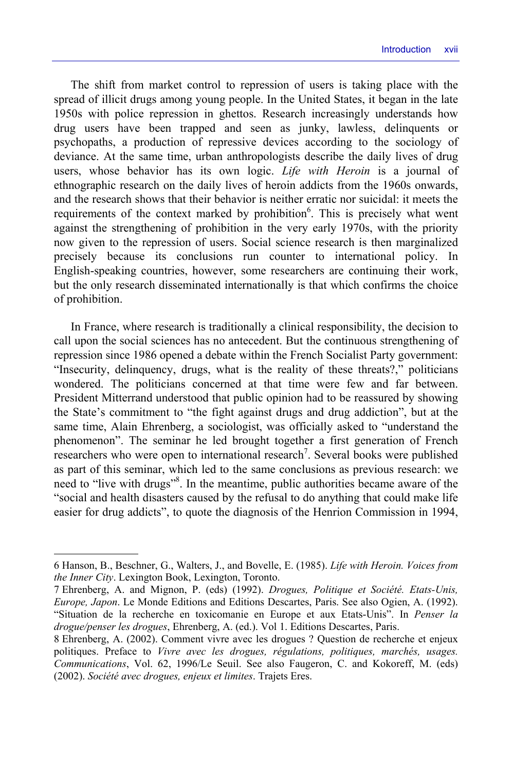The shift from market control to repression of users is taking place with the spread of illicit drugs among young people. In the United States, it began in the late 1950s with police repression in ghettos. Research increasingly understands how drug users have been trapped and seen as junky, lawless, delinquents or psychopaths, a production of repressive devices according to the sociology of deviance. At the same time, urban anthropologists describe the daily lives of drug users, whose behavior has its own logic. *Life with Heroin* is a journal of ethnographic research on the daily lives of heroin addicts from the 1960s onwards, and the research shows that their behavior is neither erratic nor suicidal: it meets the requirements of the context marked by prohibition[6]. This is precisely what went against the strengthening of prohibition in the very early 1970s, with the priority now given to the repression of users. Social science research is then marginalized precisely because its conclusions run counter to international policy. In English-speaking countries, however, some researchers are continuing their work, but the only research disseminated internationally is that which confirms the choice of prohibition.

In France, where research is traditionally a clinical responsibility, the decision to call upon the social sciences has no antecedent. But the continuous strengthening of repression since 1986 opened a debate within the French Socialist Party government: "Insecurity, delinquency, drugs, what is the reality of these threats?," politicians wondered. The politicians concerned at that time were few and far between. President Mitterrand understood that public opinion had to be reassured by showing the State's commitment to "the fight against drugs and drug addiction", but at the same time, Alain Ehrenberg, a sociologist, was officially asked to "understand the phenomenon". The seminar he led brought together a first generation of French researchers who were open to international research[7]. Several books were published as part of this seminar, which led to the same conclusions as previous research: we need to "live with drugs"[8]. In the meantime, public authorities became aware of the "social and health disasters caused by the refusal to do anything that could make life easier for drug addicts", to quote the diagnosis of the Henrion Commission in 1994,

---

6 Hanson, B., Beschner, G., Walters, J., and Bovelle, E. (1985). *Life with Heroin. Voices from the Inner City*. Lexington Book, Lexington, Toronto.

7 Ehrenberg, A. and Mignon, P. (eds) (1992). *Drogues, Politique et Société. Etats-Unis, Europe, Japon*. Le Monde Editions and Editions Descartes, Paris. See also Ogien, A. (1992). "Situation de la recherche en toxicomanie en Europe et aux Etats-Unis". In *Penser la drogue/penser les drogues*, Ehrenberg, A. (ed.). Vol 1. Editions Descartes, Paris.

8 Ehrenberg, A. (2002). Comment vivre avec les drogues ? Question de recherche et enjeux politiques. Preface to *Vivre avec les drogues, régulations, politiques, marchés, usages. Communications*, Vol. 62, 1996/Le Seuil. See also Faugeron, C. and Kokoreff, M. (eds) (2002). *Société avec drogues, enjeux et limites*. Trajets Eres.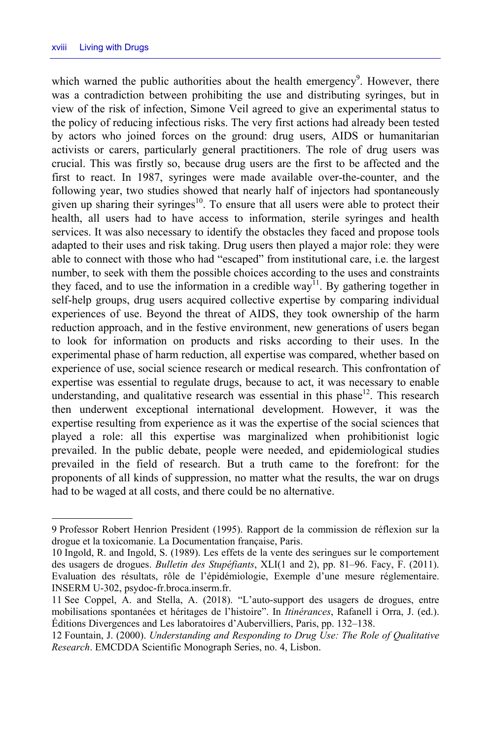which warned the public authorities about the health emergency[9]. However, there was a contradiction between prohibiting the use and distributing syringes, but in view of the risk of infection, Simone Veil agreed to give an experimental status to the policy of reducing infectious risks. The very first actions had already been tested by actors who joined forces on the ground: drug users, AIDS or humanitarian activists or carers, particularly general practitioners. The role of drug users was crucial. This was firstly so, because drug users are the first to be affected and the first to react. In 1987, syringes were made available over-the-counter, and the following year, two studies showed that nearly half of injectors had spontaneously given up sharing their syringes[10]. To ensure that all users were able to protect their health, all users had to have access to information, sterile syringes and health services. It was also necessary to identify the obstacles they faced and propose tools adapted to their uses and risk taking. Drug users then played a major role: they were able to connect with those who had "escaped" from institutional care, i.e. the largest number, to seek with them the possible choices according to the uses and constraints they faced, and to use the information in a credible way[11]. By gathering together in self-help groups, drug users acquired collective expertise by comparing individual experiences of use. Beyond the threat of AIDS, they took ownership of the harm reduction approach, and in the festive environment, new generations of users began to look for information on products and risks according to their uses. In the experimental phase of harm reduction, all expertise was compared, whether based on experience of use, social science research or medical research. This confrontation of expertise was essential to regulate drugs, because to act, it was necessary to enable understanding, and qualitative research was essential in this phase[12]. This research then underwent exceptional international development. However, it was the expertise resulting from experience as it was the expertise of the social sciences that played a role: all this expertise was marginalized when prohibitionist logic prevailed. In the public debate, people were needed, and epidemiological studies prevailed in the field of research. But a truth came to the forefront: for the proponents of all kinds of suppression, no matter what the results, the war on drugs had to be waged at all costs, and there could be no alternative.

---

9 Professor Robert Henrion President (1995). Rapport de la commission de réflexion sur la drogue et la toxicomanie. La Documentation française, Paris.

10 Ingold, R. and Ingold, S. (1989). Les effets de la vente des seringues sur le comportement des usagers de drogues. *Bulletin des Stupéfiants*, XLI(1 and 2), pp. 81–96. Facy, F. (2011). Evaluation des résultats, rôle de l'épidémiologie, Exemple d'une mesure réglementaire. INSERM U-302, psydoc-fr.broca.inserm.fr.

11 See Coppel, A. and Stella, A. (2018). "L'auto-support des usagers de drogues, entre mobilisations spontanées et héritages de l'histoire". In *Itinérances*, Rafanell i Orra, J. (ed.). Éditions Divergences and Les laboratoires d'Aubervilliers, Paris, pp. 132–138.

12 Fountain, J. (2000). *Understanding and Responding to Drug Use: The Role of Qualitative Research*. EMCDDA Scientific Monograph Series, no. 4, Lisbon.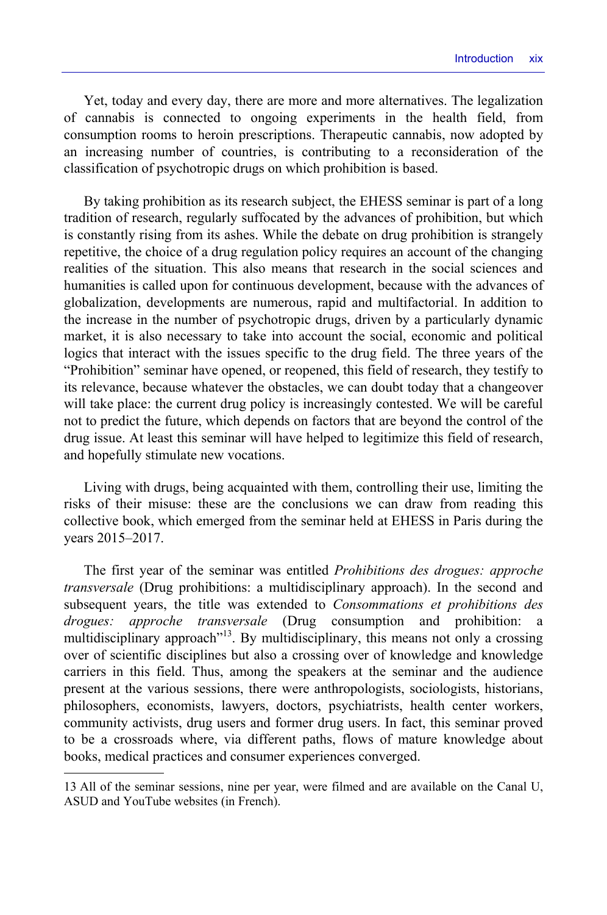Yet, today and every day, there are more and more alternatives. The legalization of cannabis is connected to ongoing experiments in the health field, from consumption rooms to heroin prescriptions. Therapeutic cannabis, now adopted by an increasing number of countries, is contributing to a reconsideration of the classification of psychotropic drugs on which prohibition is based.

By taking prohibition as its research subject, the EHESS seminar is part of a long tradition of research, regularly suffocated by the advances of prohibition, but which is constantly rising from its ashes. While the debate on drug prohibition is strangely repetitive, the choice of a drug regulation policy requires an account of the changing realities of the situation. This also means that research in the social sciences and humanities is called upon for continuous development, because with the advances of globalization, developments are numerous, rapid and multifactorial. In addition to the increase in the number of psychotropic drugs, driven by a particularly dynamic market, it is also necessary to take into account the social, economic and political logics that interact with the issues specific to the drug field. The three years of the "Prohibition" seminar have opened, or reopened, this field of research, they testify to its relevance, because whatever the obstacles, we can doubt today that a changeover will take place: the current drug policy is increasingly contested. We will be careful not to predict the future, which depends on factors that are beyond the control of the drug issue. At least this seminar will have helped to legitimize this field of research, and hopefully stimulate new vocations.

Living with drugs, being acquainted with them, controlling their use, limiting the risks of their misuse: these are the conclusions we can draw from reading this collective book, which emerged from the seminar held at EHESS in Paris during the years 2015–2017.

The first year of the seminar was entitled *Prohibitions des drogues: approche transversale* (Drug prohibitions: a multidisciplinary approach). In the second and subsequent years, the title was extended to *Consommations et prohibitions des drogues: approche transversale* (Drug consumption and prohibition: a multidisciplinary approach"[13]. By multidisciplinary, this means not only a crossing over of scientific disciplines but also a crossing over of knowledge and knowledge carriers in this field. Thus, among the speakers at the seminar and the audience present at the various sessions, there were anthropologists, sociologists, historians, philosophers, economists, lawyers, doctors, psychiatrists, health center workers, community activists, drug users and former drug users. In fact, this seminar proved to be a crossroads where, via different paths, flows of mature knowledge about books, medical practices and consumer experiences converged.

13 All of the seminar sessions, nine per year, were filmed and are available on the Canal U, ASUD and YouTube websites (in French).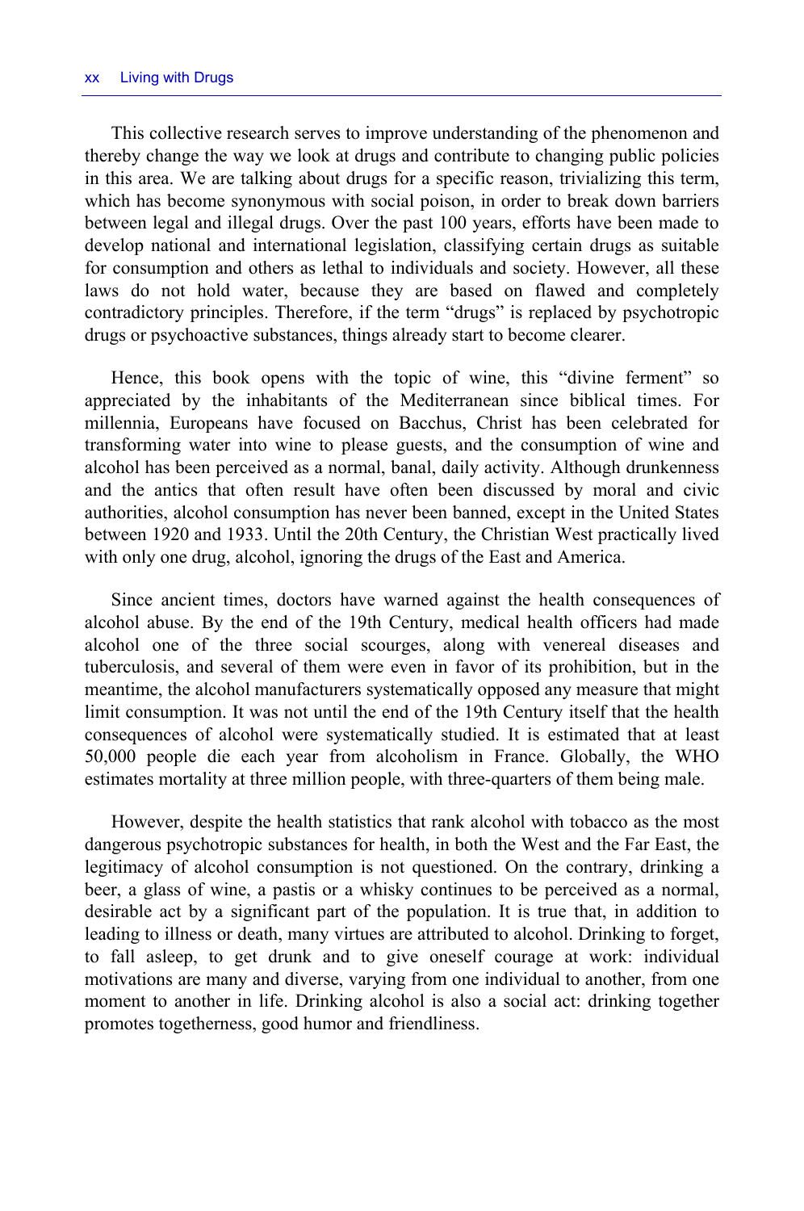This collective research serves to improve understanding of the phenomenon and thereby change the way we look at drugs and contribute to changing public policies in this area. We are talking about drugs for a specific reason, trivializing this term, which has become synonymous with social poison, in order to break down barriers between legal and illegal drugs. Over the past 100 years, efforts have been made to develop national and international legislation, classifying certain drugs as suitable for consumption and others as lethal to individuals and society. However, all these laws do not hold water, because they are based on flawed and completely contradictory principles. Therefore, if the term "drugs" is replaced by psychotropic drugs or psychoactive substances, things already start to become clearer.

Hence, this book opens with the topic of wine, this "divine ferment" so appreciated by the inhabitants of the Mediterranean since biblical times. For millennia, Europeans have focused on Bacchus, Christ has been celebrated for transforming water into wine to please guests, and the consumption of wine and alcohol has been perceived as a normal, banal, daily activity. Although drunkenness and the antics that often result have often been discussed by moral and civic authorities, alcohol consumption has never been banned, except in the United States between 1920 and 1933. Until the 20th Century, the Christian West practically lived with only one drug, alcohol, ignoring the drugs of the East and America.

Since ancient times, doctors have warned against the health consequences of alcohol abuse. By the end of the 19th Century, medical health officers had made alcohol one of the three social scourges, along with venereal diseases and tuberculosis, and several of them were even in favor of its prohibition, but in the meantime, the alcohol manufacturers systematically opposed any measure that might limit consumption. It was not until the end of the 19th Century itself that the health consequences of alcohol were systematically studied. It is estimated that at least 50,000 people die each year from alcoholism in France. Globally, the WHO estimates mortality at three million people, with three-quarters of them being male.

However, despite the health statistics that rank alcohol with tobacco as the most dangerous psychotropic substances for health, in both the West and the Far East, the legitimacy of alcohol consumption is not questioned. On the contrary, drinking a beer, a glass of wine, a pastis or a whisky continues to be perceived as a normal, desirable act by a significant part of the population. It is true that, in addition to leading to illness or death, many virtues are attributed to alcohol. Drinking to forget, to fall asleep, to get drunk and to give oneself courage at work: individual motivations are many and diverse, varying from one individual to another, from one moment to another in life. Drinking alcohol is also a social act: drinking together promotes togetherness, good humor and friendliness.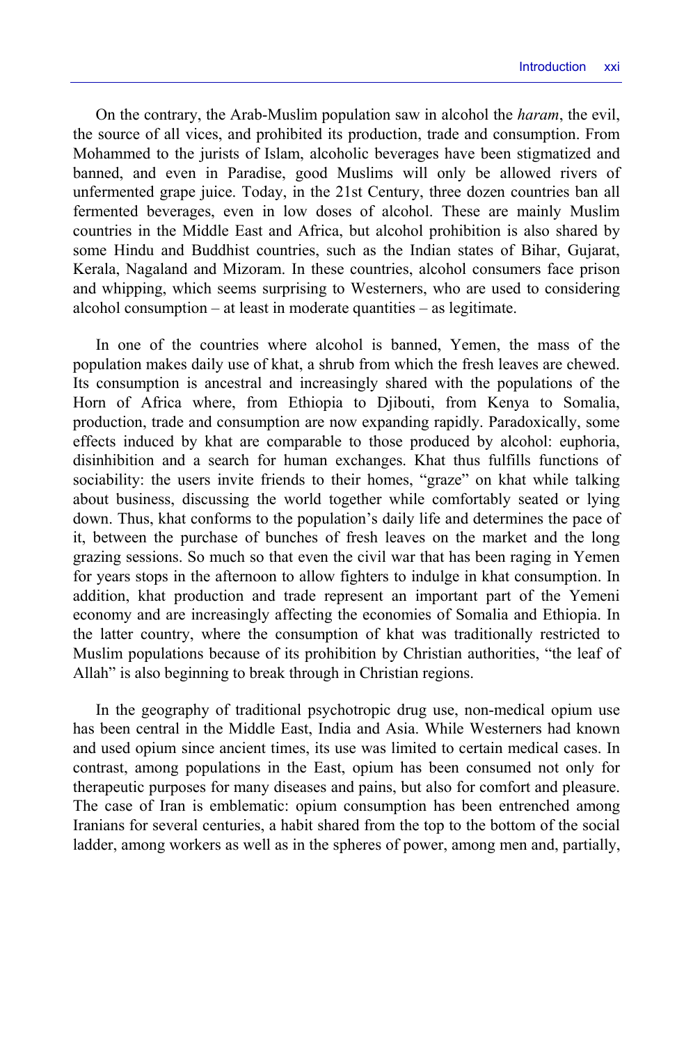On the contrary, the Arab-Muslim population saw in alcohol the *haram*, the evil, the source of all vices, and prohibited its production, trade and consumption. From Mohammed to the jurists of Islam, alcoholic beverages have been stigmatized and banned, and even in Paradise, good Muslims will only be allowed rivers of unfermented grape juice. Today, in the 21st Century, three dozen countries ban all fermented beverages, even in low doses of alcohol. These are mainly Muslim countries in the Middle East and Africa, but alcohol prohibition is also shared by some Hindu and Buddhist countries, such as the Indian states of Bihar, Gujarat, Kerala, Nagaland and Mizoram. In these countries, alcohol consumers face prison and whipping, which seems surprising to Westerners, who are used to considering alcohol consumption – at least in moderate quantities – as legitimate.

In one of the countries where alcohol is banned, Yemen, the mass of the population makes daily use of khat, a shrub from which the fresh leaves are chewed. Its consumption is ancestral and increasingly shared with the populations of the Horn of Africa where, from Ethiopia to Djibouti, from Kenya to Somalia, production, trade and consumption are now expanding rapidly. Paradoxically, some effects induced by khat are comparable to those produced by alcohol: euphoria, disinhibition and a search for human exchanges. Khat thus fulfills functions of sociability: the users invite friends to their homes, "graze" on khat while talking about business, discussing the world together while comfortably seated or lying down. Thus, khat conforms to the population's daily life and determines the pace of it, between the purchase of bunches of fresh leaves on the market and the long grazing sessions. So much so that even the civil war that has been raging in Yemen for years stops in the afternoon to allow fighters to indulge in khat consumption. In addition, khat production and trade represent an important part of the Yemeni economy and are increasingly affecting the economies of Somalia and Ethiopia. In the latter country, where the consumption of khat was traditionally restricted to Muslim populations because of its prohibition by Christian authorities, "the leaf of Allah" is also beginning to break through in Christian regions.

In the geography of traditional psychotropic drug use, non-medical opium use has been central in the Middle East, India and Asia. While Westerners had known and used opium since ancient times, its use was limited to certain medical cases. In contrast, among populations in the East, opium has been consumed not only for therapeutic purposes for many diseases and pains, but also for comfort and pleasure. The case of Iran is emblematic: opium consumption has been entrenched among Iranians for several centuries, a habit shared from the top to the bottom of the social ladder, among workers as well as in the spheres of power, among men and, partially,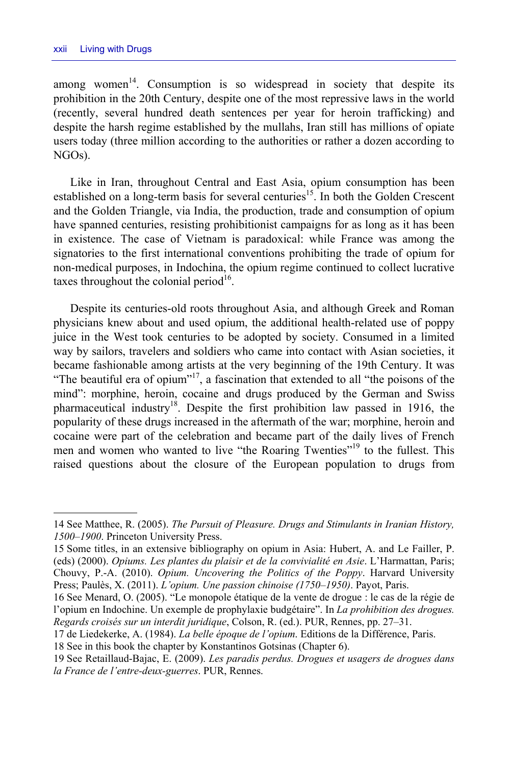among women[14]. Consumption is so widespread in society that despite its prohibition in the 20th Century, despite one of the most repressive laws in the world (recently, several hundred death sentences per year for heroin trafficking) and despite the harsh regime established by the mullahs, Iran still has millions of opiate users today (three million according to the authorities or rather a dozen according to NGOs).

Like in Iran, throughout Central and East Asia, opium consumption has been established on a long-term basis for several centuries[15]. In both the Golden Crescent and the Golden Triangle, via India, the production, trade and consumption of opium have spanned centuries, resisting prohibitionist campaigns for as long as it has been in existence. The case of Vietnam is paradoxical: while France was among the signatories to the first international conventions prohibiting the trade of opium for non-medical purposes, in Indochina, the opium regime continued to collect lucrative taxes throughout the colonial period[16].

Despite its centuries-old roots throughout Asia, and although Greek and Roman physicians knew about and used opium, the additional health-related use of poppy juice in the West took centuries to be adopted by society. Consumed in a limited way by sailors, travelers and soldiers who came into contact with Asian societies, it became fashionable among artists at the very beginning of the 19th Century. It was "The beautiful era of opium"[17], a fascination that extended to all "the poisons of the mind": morphine, heroin, cocaine and drugs produced by the German and Swiss pharmaceutical industry[18]. Despite the first prohibition law passed in 1916, the popularity of these drugs increased in the aftermath of the war; morphine, heroin and cocaine were part of the celebration and became part of the daily lives of French men and women who wanted to live "the Roaring Twenties"[19] to the fullest. This raised questions about the closure of the European population to drugs from

---

14 See Matthee, R. (2005). *The Pursuit of Pleasure. Drugs and Stimulants in Iranian History, 1500–1900*. Princeton University Press.

15 Some titles, in an extensive bibliography on opium in Asia: Hubert, A. and Le Failler, P. (eds) (2000). *Opiums. Les plantes du plaisir et de la convivialité en Asie*. L'Harmattan, Paris; Chouvy, P.-A. (2010). *Opium. Uncovering the Politics of the Poppy*. Harvard University Press; Paulès, X. (2011). *L'opium. Une passion chinoise (1750–1950)*. Payot, Paris.

16 See Menard, O. (2005). "Le monopole étatique de la vente de drogue : le cas de la régie de l'opium en Indochine. Un exemple de prophylaxie budgétaire". In *La prohibition des drogues. Regards croisés sur un interdit juridique*, Colson, R. (ed.). PUR, Rennes, pp. 27–31.

17 de Liedekerke, A. (1984). *La belle époque de l'opium*. Editions de la Différence, Paris.

18 See in this book the chapter by Konstantinos Gotsinas (Chapter 6).

19 See Retaillaud-Bajac, E. (2009). *Les paradis perdus. Drogues et usagers de drogues dans la France de l'entre-deux-guerres*. PUR, Rennes.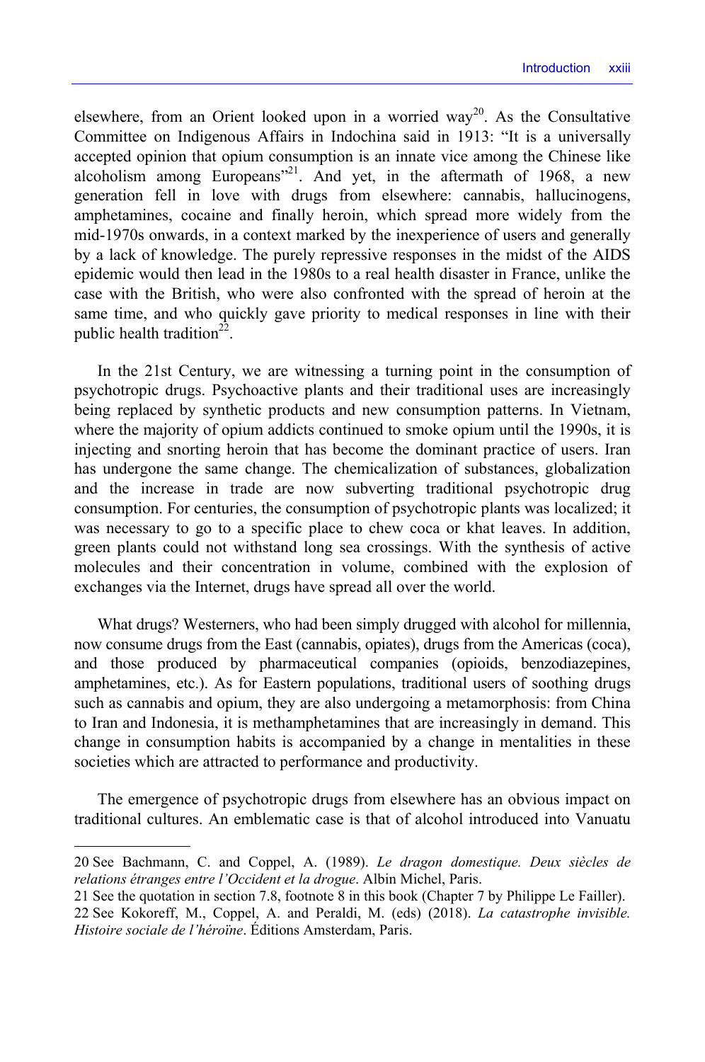elsewhere, from an Orient looked upon in a worried way[20]. As the Consultative Committee on Indigenous Affairs in Indochina said in 1913: "It is a universally accepted opinion that opium consumption is an innate vice among the Chinese like alcoholism among Europeans"[21]. And yet, in the aftermath of 1968, a new generation fell in love with drugs from elsewhere: cannabis, hallucinogens, amphetamines, cocaine and finally heroin, which spread more widely from the mid-1970s onwards, in a context marked by the inexperience of users and generally by a lack of knowledge. The purely repressive responses in the midst of the AIDS epidemic would then lead in the 1980s to a real health disaster in France, unlike the case with the British, who were also confronted with the spread of heroin at the same time, and who quickly gave priority to medical responses in line with their public health tradition[22].

In the 21st Century, we are witnessing a turning point in the consumption of psychotropic drugs. Psychoactive plants and their traditional uses are increasingly being replaced by synthetic products and new consumption patterns. In Vietnam, where the majority of opium addicts continued to smoke opium until the 1990s, it is injecting and snorting heroin that has become the dominant practice of users. Iran has undergone the same change. The chemicalization of substances, globalization and the increase in trade are now subverting traditional psychotropic drug consumption. For centuries, the consumption of psychotropic plants was localized; it was necessary to go to a specific place to chew coca or khat leaves. In addition, green plants could not withstand long sea crossings. With the synthesis of active molecules and their concentration in volume, combined with the explosion of exchanges via the Internet, drugs have spread all over the world.

What drugs? Westerners, who had been simply drugged with alcohol for millennia, now consume drugs from the East (cannabis, opiates), drugs from the Americas (coca), and those produced by pharmaceutical companies (opioids, benzodiazepines, amphetamines, etc.). As for Eastern populations, traditional users of soothing drugs such as cannabis and opium, they are also undergoing a metamorphosis: from China to Iran and Indonesia, it is methamphetamines that are increasingly in demand. This change in consumption habits is accompanied by a change in mentalities in these societies which are attracted to performance and productivity.

The emergence of psychotropic drugs from elsewhere has an obvious impact on traditional cultures. An emblematic case is that of alcohol introduced into Vanuatu

---

20 See Bachmann, C. and Coppel, A. (1989). *Le dragon domestique. Deux siècles de relations étranges entre l'Occident et la drogue*. Albin Michel, Paris.

21 See the quotation in section 7.8, footnote 8 in this book (Chapter 7 by Philippe Le Failler).

22 See Kokoreff, M., Coppel, A. and Peraldi, M. (eds) (2018). *La catastrophe invisible. Histoire sociale de l'héroïne*. Éditions Amsterdam, Paris.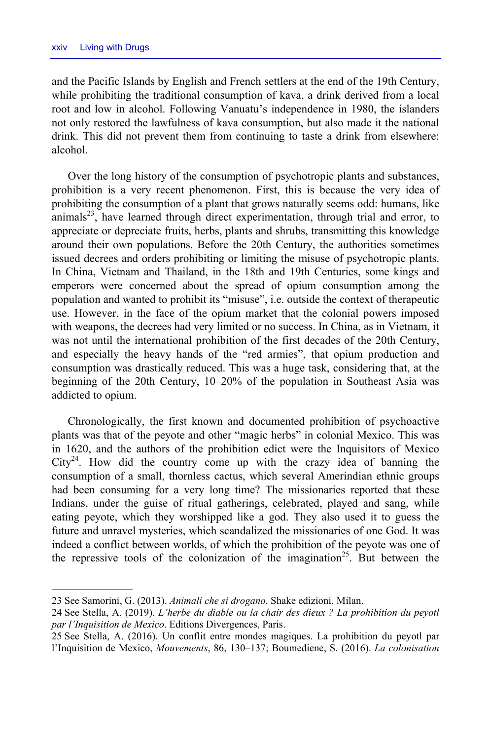and the Pacific Islands by English and French settlers at the end of the 19th Century, while prohibiting the traditional consumption of kava, a drink derived from a local root and low in alcohol. Following Vanuatu's independence in 1980, the islanders not only restored the lawfulness of kava consumption, but also made it the national drink. This did not prevent them from continuing to taste a drink from elsewhere: alcohol.

Over the long history of the consumption of psychotropic plants and substances, prohibition is a very recent phenomenon. First, this is because the very idea of prohibiting the consumption of a plant that grows naturally seems odd: humans, like animals[23], have learned through direct experimentation, through trial and error, to appreciate or depreciate fruits, herbs, plants and shrubs, transmitting this knowledge around their own populations. Before the 20th Century, the authorities sometimes issued decrees and orders prohibiting or limiting the misuse of psychotropic plants. In China, Vietnam and Thailand, in the 18th and 19th Centuries, some kings and emperors were concerned about the spread of opium consumption among the population and wanted to prohibit its "misuse", i.e. outside the context of therapeutic use. However, in the face of the opium market that the colonial powers imposed with weapons, the decrees had very limited or no success. In China, as in Vietnam, it was not until the international prohibition of the first decades of the 20th Century, and especially the heavy hands of the "red armies", that opium production and consumption was drastically reduced. This was a huge task, considering that, at the beginning of the 20th Century, 10–20% of the population in Southeast Asia was addicted to opium.

Chronologically, the first known and documented prohibition of psychoactive plants was that of the peyote and other "magic herbs" in colonial Mexico. This was in 1620, and the authors of the prohibition edict were the Inquisitors of Mexico City[24]. How did the country come up with the crazy idea of banning the consumption of a small, thornless cactus, which several Amerindian ethnic groups had been consuming for a very long time? The missionaries reported that these Indians, under the guise of ritual gatherings, celebrated, played and sang, while eating peyote, which they worshipped like a god. They also used it to guess the future and unravel mysteries, which scandalized the missionaries of one God. It was indeed a conflict between worlds, of which the prohibition of the peyote was one of the repressive tools of the colonization of the imagination[25]. But between the

---

23 See Samorini, G. (2013). *Animali che si drogano*. Shake edizioni, Milan.

24 See Stella, A. (2019). *L'herbe du diable ou la chair des dieux ? La prohibition du peyotl par l'Inquisition de Mexico*. Editions Divergences, Paris.

25 See Stella, A. (2016). Un conflit entre mondes magiques. La prohibition du peyotl par l'Inquisition de Mexico, *Mouvements*, 86, 130–137; Boumediene, S. (2016). *La colonisation*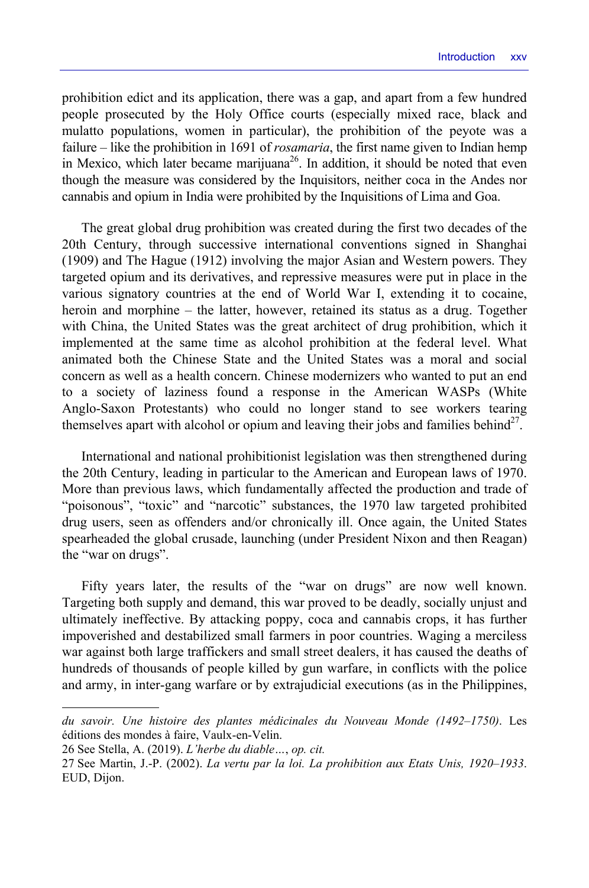prohibition edict and its application, there was a gap, and apart from a few hundred people prosecuted by the Holy Office courts (especially mixed race, black and mulatto populations, women in particular), the prohibition of the peyote was a failure – like the prohibition in 1691 of *rosamaria*, the first name given to Indian hemp in Mexico, which later became marijuana[26]. In addition, it should be noted that even though the measure was considered by the Inquisitors, neither coca in the Andes nor cannabis and opium in India were prohibited by the Inquisitions of Lima and Goa.

The great global drug prohibition was created during the first two decades of the 20th Century, through successive international conventions signed in Shanghai (1909) and The Hague (1912) involving the major Asian and Western powers. They targeted opium and its derivatives, and repressive measures were put in place in the various signatory countries at the end of World War I, extending it to cocaine, heroin and morphine – the latter, however, retained its status as a drug. Together with China, the United States was the great architect of drug prohibition, which it implemented at the same time as alcohol prohibition at the federal level. What animated both the Chinese State and the United States was a moral and social concern as well as a health concern. Chinese modernizers who wanted to put an end to a society of laziness found a response in the American WASPs (White Anglo-Saxon Protestants) who could no longer stand to see workers tearing themselves apart with alcohol or opium and leaving their jobs and families behind[27].

International and national prohibitionist legislation was then strengthened during the 20th Century, leading in particular to the American and European laws of 1970. More than previous laws, which fundamentally affected the production and trade of "poisonous", "toxic" and "narcotic" substances, the 1970 law targeted prohibited drug users, seen as offenders and/or chronically ill. Once again, the United States spearheaded the global crusade, launching (under President Nixon and then Reagan) the "war on drugs".

Fifty years later, the results of the "war on drugs" are now well known. Targeting both supply and demand, this war proved to be deadly, socially unjust and ultimately ineffective. By attacking poppy, coca and cannabis crops, it has further impoverished and destabilized small farmers in poor countries. Waging a merciless war against both large traffickers and small street dealers, it has caused the deaths of hundreds of thousands of people killed by gun warfare, in conflicts with the police and army, in inter-gang warfare or by extrajudicial executions (as in the Philippines,

---

*du savoir. Une histoire des plantes médicinales du Nouveau Monde (1492–1750)*. Les éditions des mondes à faire, Vaulx-en-Velin.

26 See Stella, A. (2019). *L'herbe du diable…*, *op. cit.*

27 See Martin, J.-P. (2002). *La vertu par la loi. La prohibition aux Etats Unis, 1920–1933*. EUD, Dijon.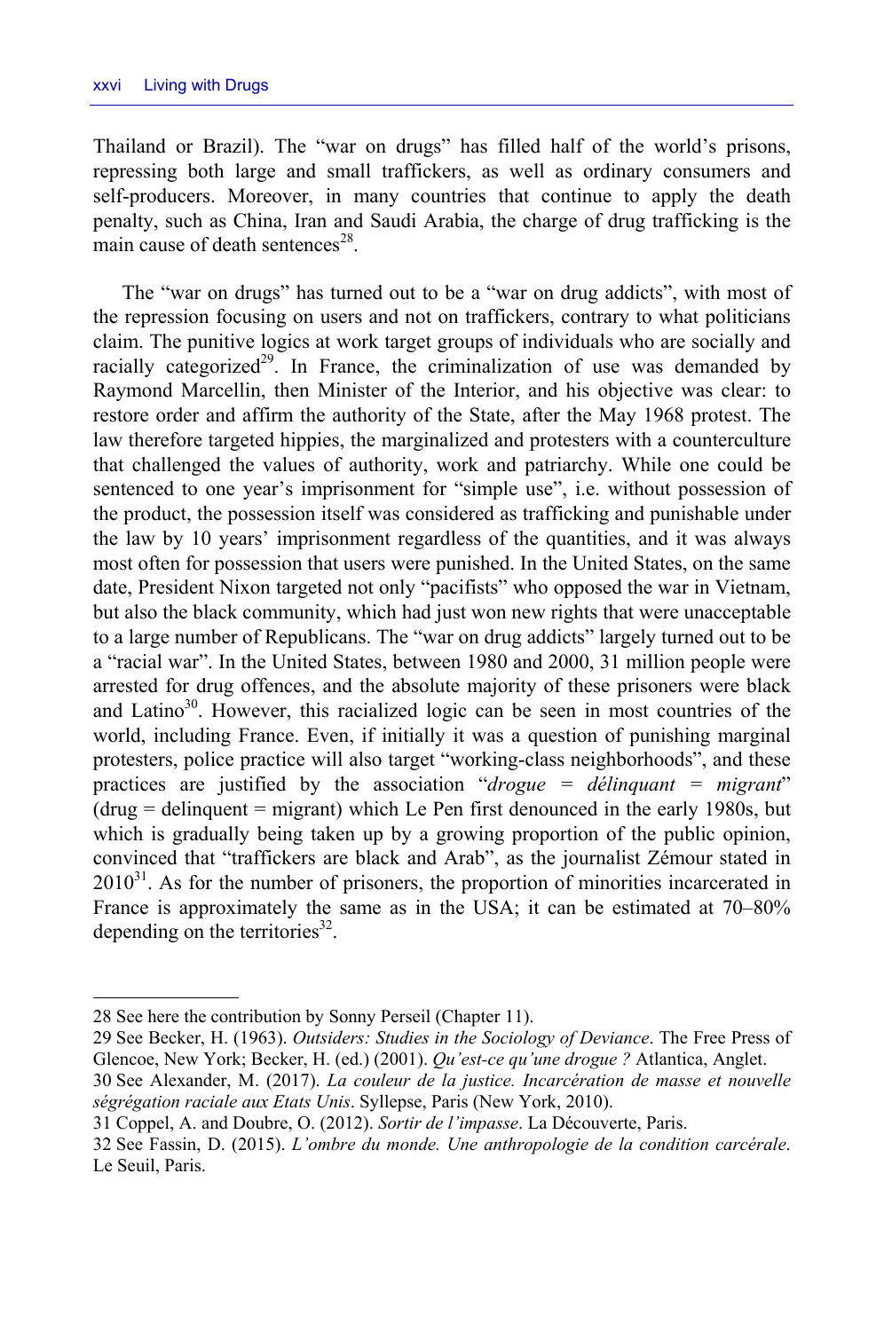Thailand or Brazil). The "war on drugs" has filled half of the world's prisons, repressing both large and small traffickers, as well as ordinary consumers and self-producers. Moreover, in many countries that continue to apply the death penalty, such as China, Iran and Saudi Arabia, the charge of drug trafficking is the main cause of death sentences[28].

The "war on drugs" has turned out to be a "war on drug addicts", with most of the repression focusing on users and not on traffickers, contrary to what politicians claim. The punitive logics at work target groups of individuals who are socially and racially categorized[29]. In France, the criminalization of use was demanded by Raymond Marcellin, then Minister of the Interior, and his objective was clear: to restore order and affirm the authority of the State, after the May 1968 protest. The law therefore targeted hippies, the marginalized and protesters with a counterculture that challenged the values of authority, work and patriarchy. While one could be sentenced to one year's imprisonment for "simple use", i.e. without possession of the product, the possession itself was considered as trafficking and punishable under the law by 10 years' imprisonment regardless of the quantities, and it was always most often for possession that users were punished. In the United States, on the same date, President Nixon targeted not only "pacifists" who opposed the war in Vietnam, but also the black community, which had just won new rights that were unacceptable to a large number of Republicans. The "war on drug addicts" largely turned out to be a "racial war". In the United States, between 1980 and 2000, 31 million people were arrested for drug offences, and the absolute majority of these prisoners were black and Latino[30]. However, this racialized logic can be seen in most countries of the world, including France. Even, if initially it was a question of punishing marginal protesters, police practice will also target "working-class neighborhoods", and these practices are justified by the association "*drogue = délinquant = migrant*" (drug = delinquent = migrant) which Le Pen first denounced in the early 1980s, but which is gradually being taken up by a growing proportion of the public opinion, convinced that "traffickers are black and Arab", as the journalist Zémour stated in 2010[31]. As for the number of prisoners, the proportion of minorities incarcerated in France is approximately the same as in the USA; it can be estimated at 70–80% depending on the territories[32].

---

28 See here the contribution by Sonny Perseil (Chapter 11).

29 See Becker, H. (1963). *Outsiders: Studies in the Sociology of Deviance*. The Free Press of Glencoe, New York; Becker, H. (ed.) (2001). *Qu'est-ce qu'une drogue ?* Atlantica, Anglet.

30 See Alexander, M. (2017). *La couleur de la justice. Incarcération de masse et nouvelle ségrégation raciale aux Etats Unis*. Syllepse, Paris (New York, 2010).

31 Coppel, A. and Doubre, O. (2012). *Sortir de l'impasse*. La Découverte, Paris.

32 See Fassin, D. (2015). *L'ombre du monde. Une anthropologie de la condition carcérale*. Le Seuil, Paris.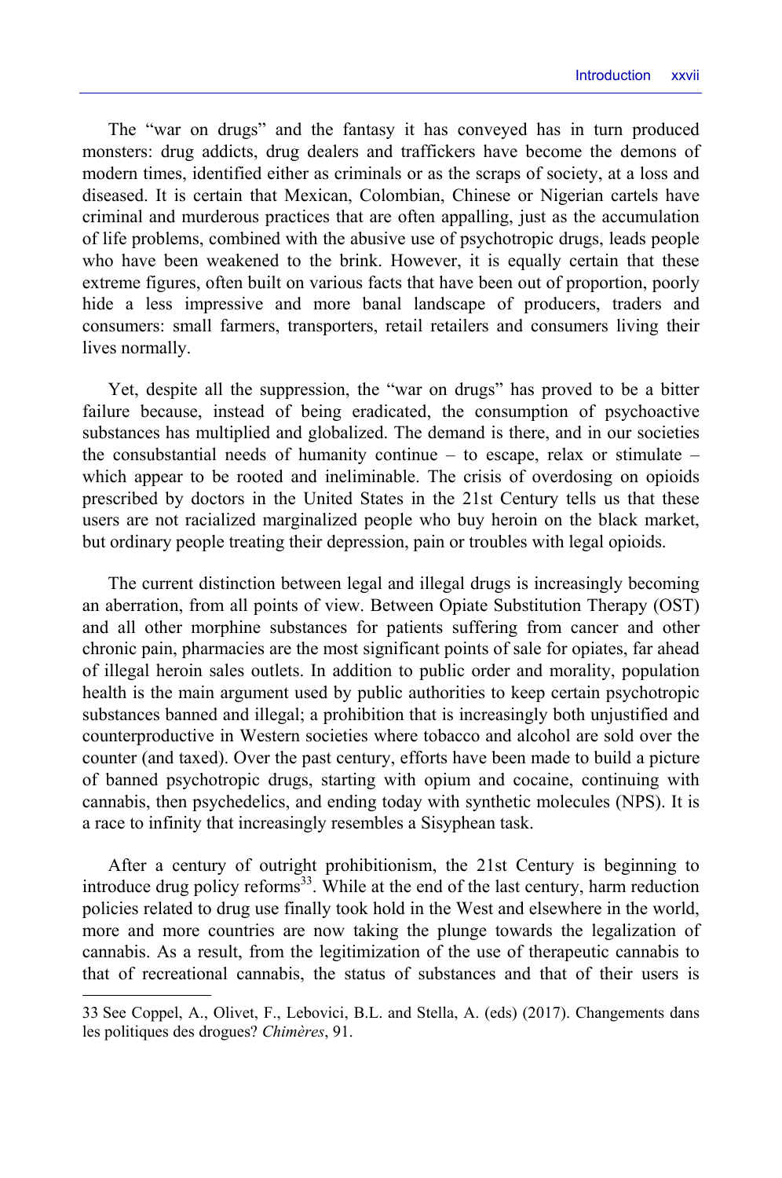The "war on drugs" and the fantasy it has conveyed has in turn produced monsters: drug addicts, drug dealers and traffickers have become the demons of modern times, identified either as criminals or as the scraps of society, at a loss and diseased. It is certain that Mexican, Colombian, Chinese or Nigerian cartels have criminal and murderous practices that are often appalling, just as the accumulation of life problems, combined with the abusive use of psychotropic drugs, leads people who have been weakened to the brink. However, it is equally certain that these extreme figures, often built on various facts that have been out of proportion, poorly hide a less impressive and more banal landscape of producers, traders and consumers: small farmers, transporters, retail retailers and consumers living their lives normally.

Yet, despite all the suppression, the "war on drugs" has proved to be a bitter failure because, instead of being eradicated, the consumption of psychoactive substances has multiplied and globalized. The demand is there, and in our societies the consubstantial needs of humanity continue – to escape, relax or stimulate – which appear to be rooted and ineliminable. The crisis of overdosing on opioids prescribed by doctors in the United States in the 21st Century tells us that these users are not racialized marginalized people who buy heroin on the black market, but ordinary people treating their depression, pain or troubles with legal opioids.

The current distinction between legal and illegal drugs is increasingly becoming an aberration, from all points of view. Between Opiate Substitution Therapy (OST) and all other morphine substances for patients suffering from cancer and other chronic pain, pharmacies are the most significant points of sale for opiates, far ahead of illegal heroin sales outlets. In addition to public order and morality, population health is the main argument used by public authorities to keep certain psychotropic substances banned and illegal; a prohibition that is increasingly both unjustified and counterproductive in Western societies where tobacco and alcohol are sold over the counter (and taxed). Over the past century, efforts have been made to build a picture of banned psychotropic drugs, starting with opium and cocaine, continuing with cannabis, then psychedelics, and ending today with synthetic molecules (NPS). It is a race to infinity that increasingly resembles a Sisyphean task.

After a century of outright prohibitionism, the 21st Century is beginning to introduce drug policy reforms[33]. While at the end of the last century, harm reduction policies related to drug use finally took hold in the West and elsewhere in the world, more and more countries are now taking the plunge towards the legalization of cannabis. As a result, from the legitimization of the use of therapeutic cannabis to that of recreational cannabis, the status of substances and that of their users is

33 See Coppel, A., Olivet, F., Lebovici, B.L. and Stella, A. (eds) (2017). Changements dans les politiques des drogues? *Chimères*, 91.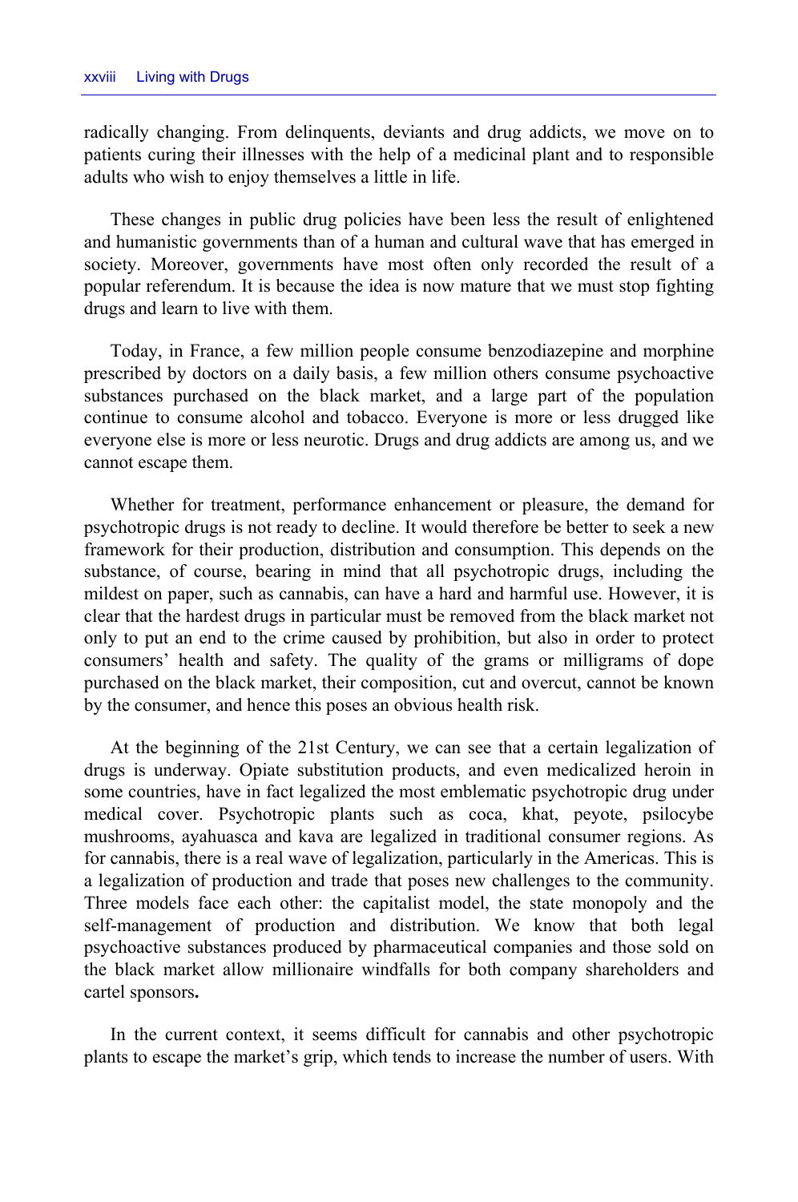radically changing. From delinquents, deviants and drug addicts, we move on to patients curing their illnesses with the help of a medicinal plant and to responsible adults who wish to enjoy themselves a little in life.

These changes in public drug policies have been less the result of enlightened and humanistic governments than of a human and cultural wave that has emerged in society. Moreover, governments have most often only recorded the result of a popular referendum. It is because the idea is now mature that we must stop fighting drugs and learn to live with them.

Today, in France, a few million people consume benzodiazepine and morphine prescribed by doctors on a daily basis, a few million others consume psychoactive substances purchased on the black market, and a large part of the population continue to consume alcohol and tobacco. Everyone is more or less drugged like everyone else is more or less neurotic. Drugs and drug addicts are among us, and we cannot escape them.

Whether for treatment, performance enhancement or pleasure, the demand for psychotropic drugs is not ready to decline. It would therefore be better to seek a new framework for their production, distribution and consumption. This depends on the substance, of course, bearing in mind that all psychotropic drugs, including the mildest on paper, such as cannabis, can have a hard and harmful use. However, it is clear that the hardest drugs in particular must be removed from the black market not only to put an end to the crime caused by prohibition, but also in order to protect consumers' health and safety. The quality of the grams or milligrams of dope purchased on the black market, their composition, cut and overcut, cannot be known by the consumer, and hence this poses an obvious health risk.

At the beginning of the 21st Century, we can see that a certain legalization of drugs is underway. Opiate substitution products, and even medicalized heroin in some countries, have in fact legalized the most emblematic psychotropic drug under medical cover. Psychotropic plants such as coca, khat, peyote, psilocybe mushrooms, ayahuasca and kava are legalized in traditional consumer regions. As for cannabis, there is a real wave of legalization, particularly in the Americas. This is a legalization of production and trade that poses new challenges to the community. Three models face each other: the capitalist model, the state monopoly and the self-management of production and distribution. We know that both legal psychoactive substances produced by pharmaceutical companies and those sold on the black market allow millionaire windfalls for both company shareholders and cartel sponsors**.**

In the current context, it seems difficult for cannabis and other psychotropic plants to escape the market's grip, which tends to increase the number of users. With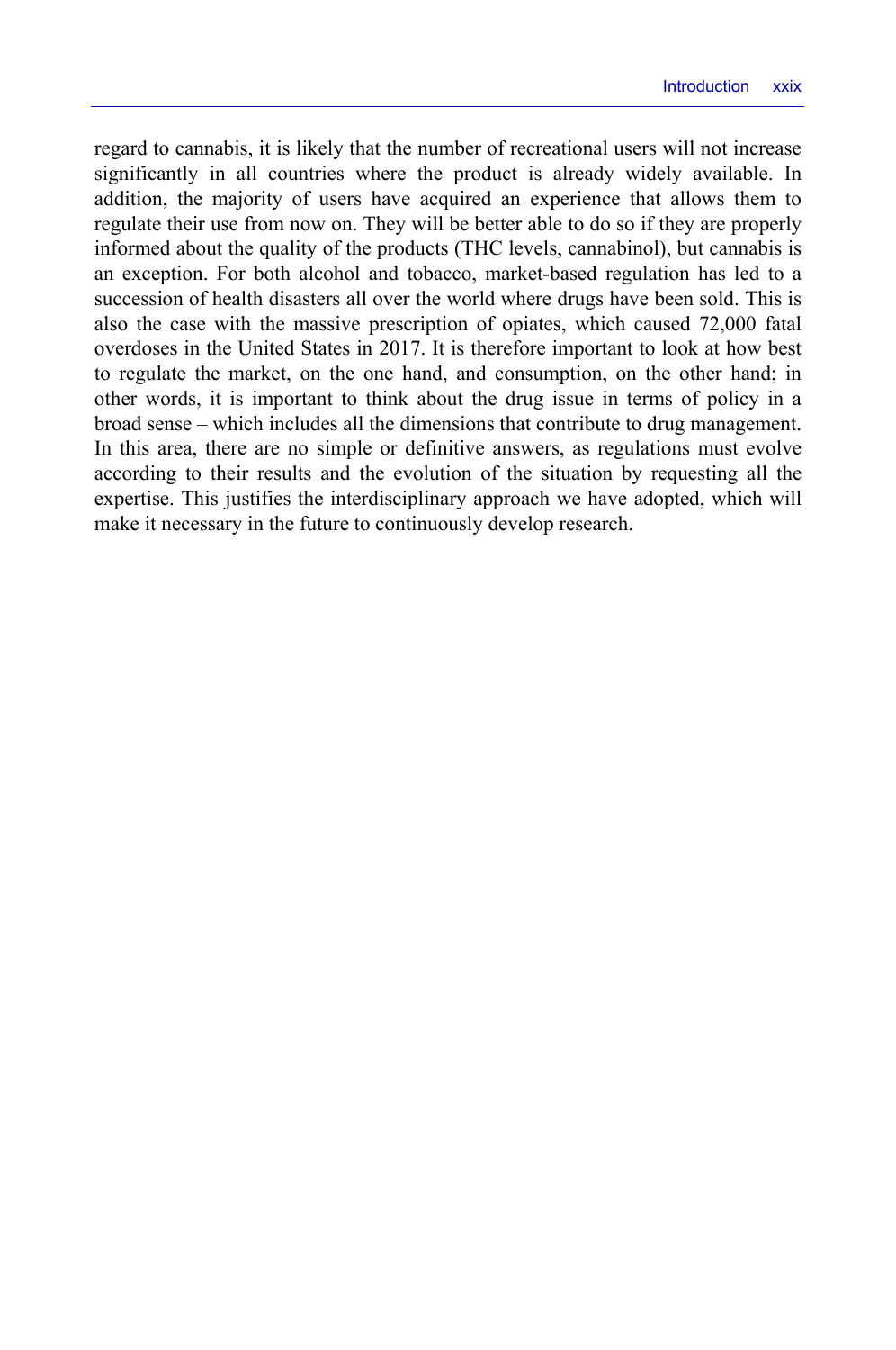regard to cannabis, it is likely that the number of recreational users will not increase significantly in all countries where the product is already widely available. In addition, the majority of users have acquired an experience that allows them to regulate their use from now on. They will be better able to do so if they are properly informed about the quality of the products (THC levels, cannabinol), but cannabis is an exception. For both alcohol and tobacco, market-based regulation has led to a succession of health disasters all over the world where drugs have been sold. This is also the case with the massive prescription of opiates, which caused 72,000 fatal overdoses in the United States in 2017. It is therefore important to look at how best to regulate the market, on the one hand, and consumption, on the other hand; in other words, it is important to think about the drug issue in terms of policy in a broad sense – which includes all the dimensions that contribute to drug management. In this area, there are no simple or definitive answers, as regulations must evolve according to their results and the evolution of the situation by requesting all the expertise. This justifies the interdisciplinary approach we have adopted, which will make it necessary in the future to continuously develop research.